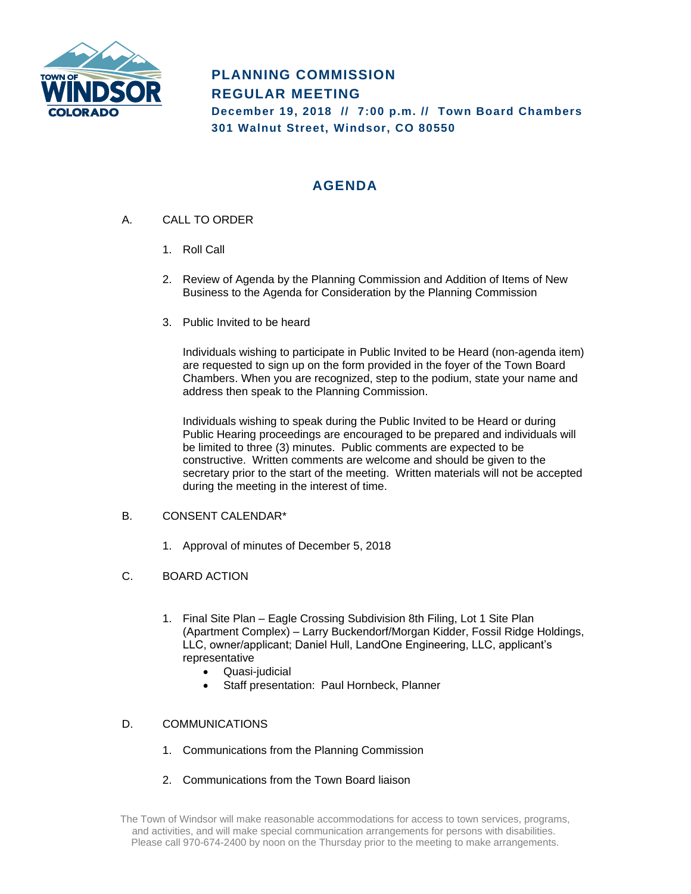TOWN OF WINDSOR COLORADO

# PLANNING COMMISSION
# REGULAR MEETING

**December 19, 2018 // 7:00 p.m. // Town Board Chambers**
**301 Walnut Street, Windsor, CO 80550**

## AGENDA

A. CALL TO ORDER

1. Roll Call

2. Review of Agenda by the Planning Commission and Addition of Items of New Business to the Agenda for Consideration by the Planning Commission

3. Public Invited to be heard

   Individuals wishing to participate in Public Invited to be Heard (non-agenda item) are requested to sign up on the form provided in the foyer of the Town Board Chambers. When you are recognized, step to the podium, state your name and address then speak to the Planning Commission.

   Individuals wishing to speak during the Public Invited to be Heard or during Public Hearing proceedings are encouraged to be prepared and individuals will be limited to three (3) minutes. Public comments are expected to be constructive. Written comments are welcome and should be given to the secretary prior to the start of the meeting. Written materials will not be accepted during the meeting in the interest of time.

B. CONSENT CALENDAR*

1. Approval of minutes of December 5, 2018

C. BOARD ACTION

1. Final Site Plan – Eagle Crossing Subdivision 8th Filing, Lot 1 Site Plan (Apartment Complex) – Larry Buckendorf/Morgan Kidder, Fossil Ridge Holdings, LLC, owner/applicant; Daniel Hull, LandOne Engineering, LLC, applicant's representative
   - Quasi-judicial
   - Staff presentation: Paul Hornbeck, Planner

D. COMMUNICATIONS

1. Communications from the Planning Commission

2. Communications from the Town Board liaison

The Town of Windsor will make reasonable accommodations for access to town services, programs, and activities, and will make special communication arrangements for persons with disabilities. Please call 970-674-2400 by noon on the Thursday prior to the meeting to make arrangements.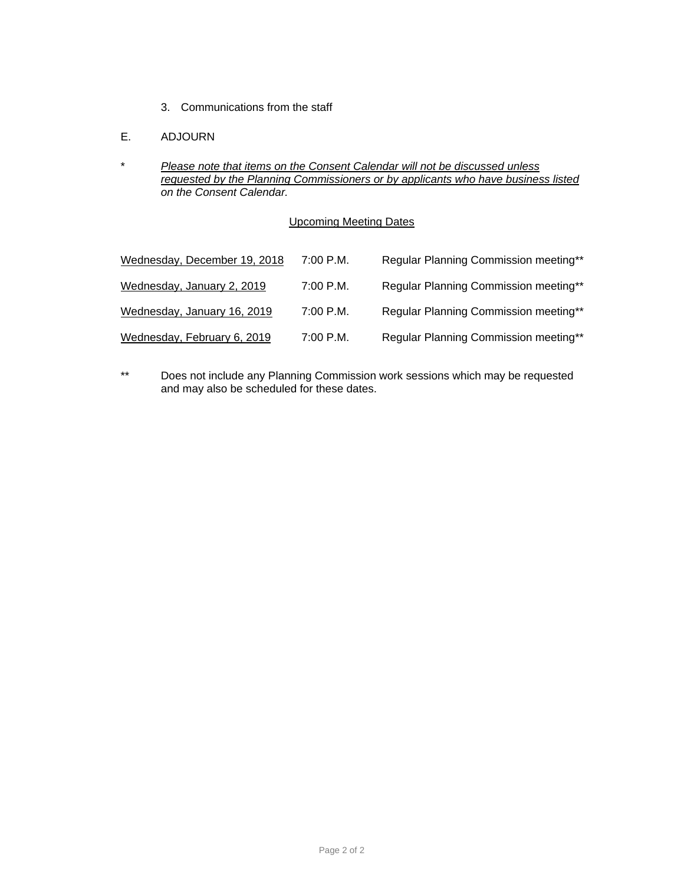3. Communications from the staff

E. ADJOURN

\* *Please note that items on the Consent Calendar will not be discussed unless requested by the Planning Commissioners or by applicants who have business listed on the Consent Calendar.*

Upcoming Meeting Dates

| | | |
|---|---|---|
| Wednesday, December 19, 2018 | 7:00 P.M. | Regular Planning Commission meeting** |
| Wednesday, January 2, 2019 | 7:00 P.M. | Regular Planning Commission meeting** |
| Wednesday, January 16, 2019 | 7:00 P.M. | Regular Planning Commission meeting** |
| Wednesday, February 6, 2019 | 7:00 P.M. | Regular Planning Commission meeting** |

\*\* Does not include any Planning Commission work sessions which may be requested and may also be scheduled for these dates.